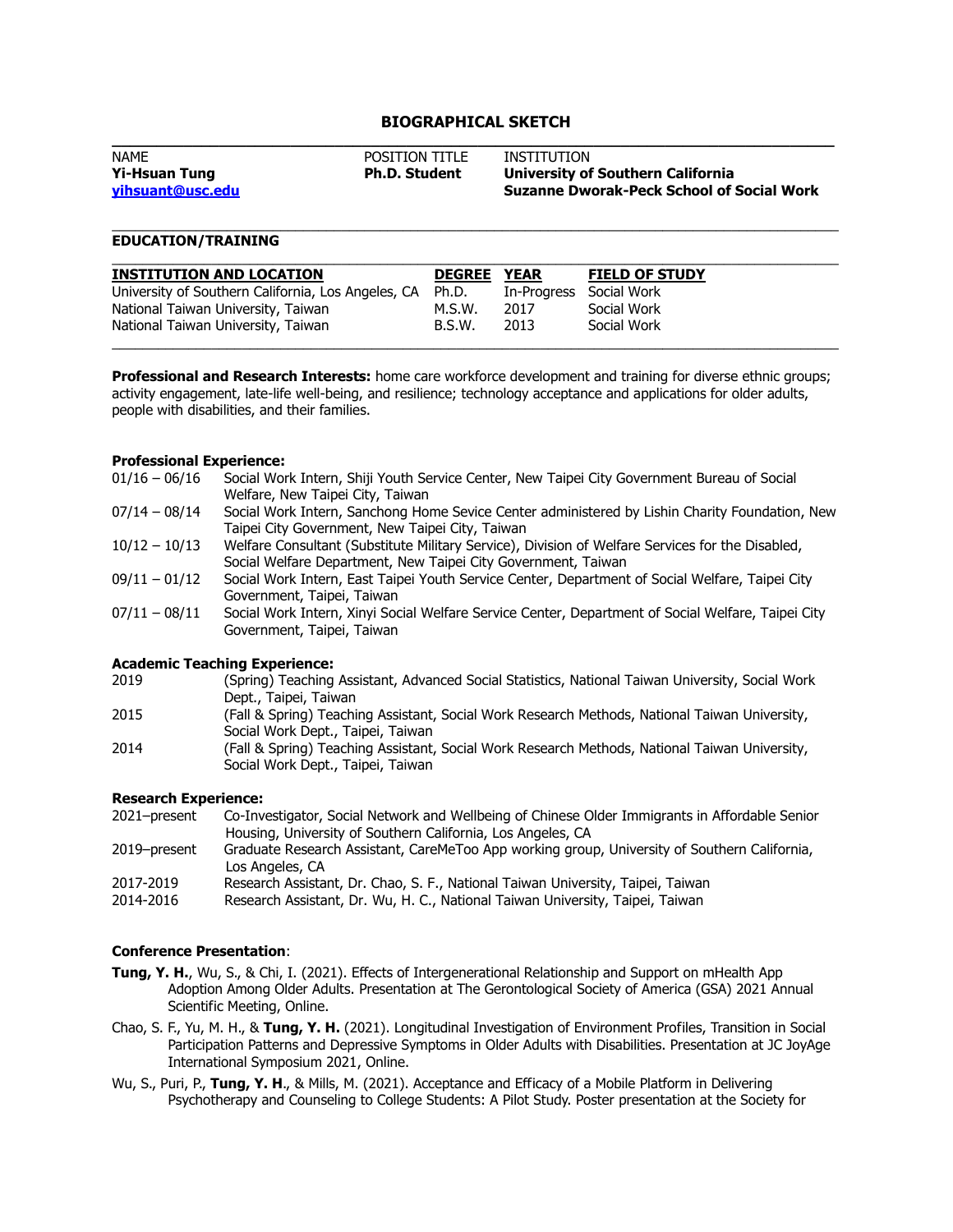# BIOGRAPHICAL SKETCH

| NAME | POSITION TITLE | INSTITUTION |
|---|---|---|
| **Yi-Hsuan Tung** | **Ph.D. Student** | **University of Southern California** |
| **yihsuant@usc.edu** | | **Suzanne Dworak-Peck School of Social Work** |

## EDUCATION/TRAINING

| INSTITUTION AND LOCATION | DEGREE | YEAR | FIELD OF STUDY |
|---|---|---|---|
| University of Southern California, Los Angeles, CA | Ph.D. | In-Progress | Social Work |
| National Taiwan University, Taiwan | M.S.W. | 2017 | Social Work |
| National Taiwan University, Taiwan | B.S.W. | 2013 | Social Work |

**Professional and Research Interests:** home care workforce development and training for diverse ethnic groups; activity engagement, late-life well-being, and resilience; technology acceptance and applications for older adults, people with disabilities, and their families.

**Professional Experience:**

| | |
|---|---|
| 01/16 – 06/16 | Social Work Intern, Shiji Youth Service Center, New Taipei City Government Bureau of Social Welfare, New Taipei City, Taiwan |
| 07/14 – 08/14 | Social Work Intern, Sanchong Home Sevice Center administered by Lishin Charity Foundation, New Taipei City Government, New Taipei City, Taiwan |
| 10/12 – 10/13 | Welfare Consultant (Substitute Military Service), Division of Welfare Services for the Disabled, Social Welfare Department, New Taipei City Government, Taiwan |
| 09/11 – 01/12 | Social Work Intern, East Taipei Youth Service Center, Department of Social Welfare, Taipei City Government, Taipei, Taiwan |
| 07/11 – 08/11 | Social Work Intern, Xinyi Social Welfare Service Center, Department of Social Welfare, Taipei City Government, Taipei, Taiwan |

**Academic Teaching Experience:**

| | |
|---|---|
| 2019 | (Spring) Teaching Assistant, Advanced Social Statistics, National Taiwan University, Social Work Dept., Taipei, Taiwan |
| 2015 | (Fall & Spring) Teaching Assistant, Social Work Research Methods, National Taiwan University, Social Work Dept., Taipei, Taiwan |
| 2014 | (Fall & Spring) Teaching Assistant, Social Work Research Methods, National Taiwan University, Social Work Dept., Taipei, Taiwan |

**Research Experience:**

| | |
|---|---|
| 2021–present | Co-Investigator, Social Network and Wellbeing of Chinese Older Immigrants in Affordable Senior Housing, University of Southern California, Los Angeles, CA |
| 2019–present | Graduate Research Assistant, CareMeToo App working group, University of Southern California, Los Angeles, CA |
| 2017-2019 | Research Assistant, Dr. Chao, S. F., National Taiwan University, Taipei, Taiwan |
| 2014-2016 | Research Assistant, Dr. Wu, H. C., National Taiwan University, Taipei, Taiwan |

**Conference Presentation**:

**Tung, Y. H.**, Wu, S., & Chi, I. (2021). Effects of Intergenerational Relationship and Support on mHealth App Adoption Among Older Adults. Presentation at The Gerontological Society of America (GSA) 2021 Annual Scientific Meeting, Online.

Chao, S. F., Yu, M. H., & **Tung, Y. H.** (2021). Longitudinal Investigation of Environment Profiles, Transition in Social Participation Patterns and Depressive Symptoms in Older Adults with Disabilities. Presentation at JC JoyAge International Symposium 2021, Online.

Wu, S., Puri, P., **Tung, Y. H**., & Mills, M. (2021). Acceptance and Efficacy of a Mobile Platform in Delivering Psychotherapy and Counseling to College Students: A Pilot Study. Poster presentation at the Society for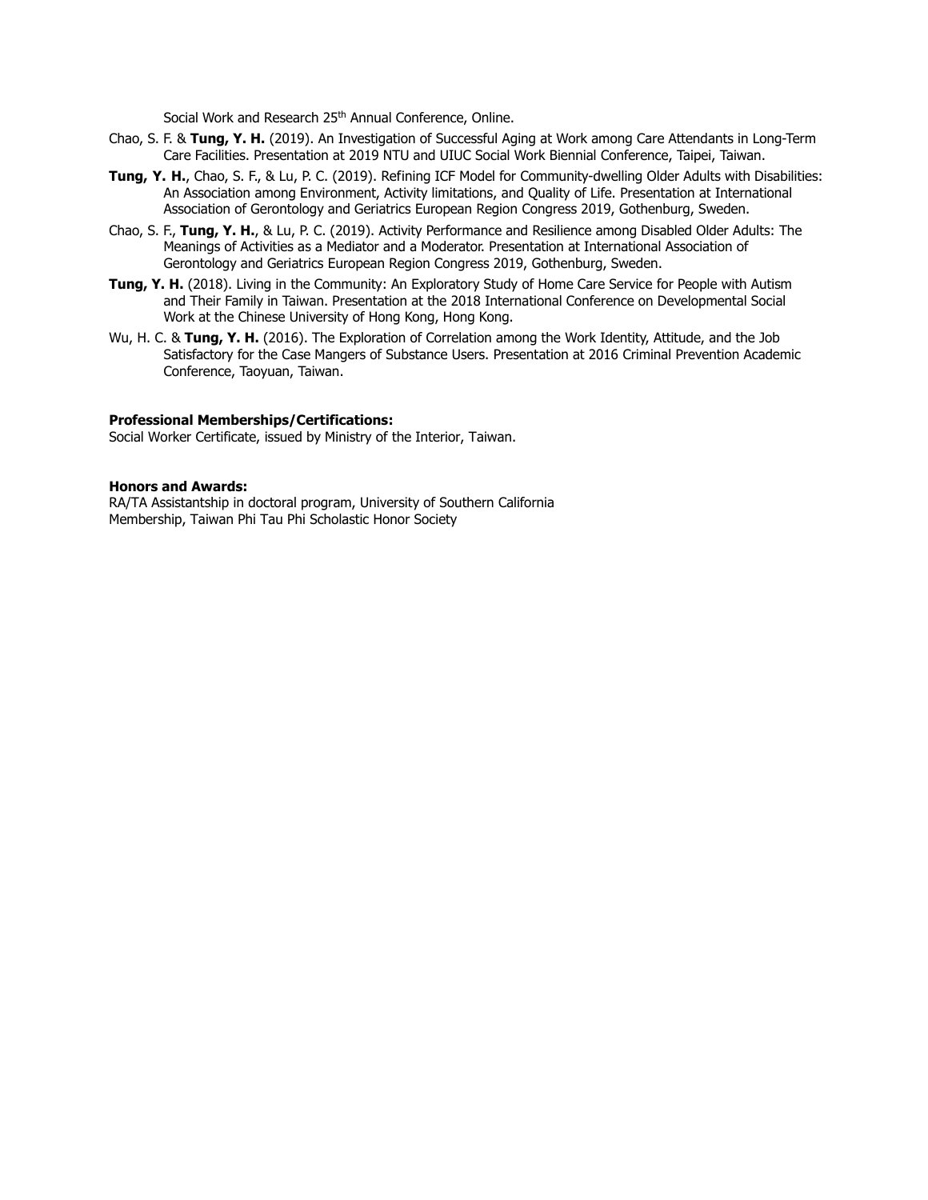Social Work and Research 25th Annual Conference, Online.

Chao, S. F. & **Tung, Y. H.** (2019). An Investigation of Successful Aging at Work among Care Attendants in Long-Term Care Facilities. Presentation at 2019 NTU and UIUC Social Work Biennial Conference, Taipei, Taiwan.

**Tung, Y. H.**, Chao, S. F., & Lu, P. C. (2019). Refining ICF Model for Community-dwelling Older Adults with Disabilities: An Association among Environment, Activity limitations, and Quality of Life. Presentation at International Association of Gerontology and Geriatrics European Region Congress 2019, Gothenburg, Sweden.

Chao, S. F., **Tung, Y. H.**, & Lu, P. C. (2019). Activity Performance and Resilience among Disabled Older Adults: The Meanings of Activities as a Mediator and a Moderator. Presentation at International Association of Gerontology and Geriatrics European Region Congress 2019, Gothenburg, Sweden.

**Tung, Y. H.** (2018). Living in the Community: An Exploratory Study of Home Care Service for People with Autism and Their Family in Taiwan. Presentation at the 2018 International Conference on Developmental Social Work at the Chinese University of Hong Kong, Hong Kong.

Wu, H. C. & **Tung, Y. H.** (2016). The Exploration of Correlation among the Work Identity, Attitude, and the Job Satisfactory for the Case Mangers of Substance Users. Presentation at 2016 Criminal Prevention Academic Conference, Taoyuan, Taiwan.

**Professional Memberships/Certifications:**

Social Worker Certificate, issued by Ministry of the Interior, Taiwan.

**Honors and Awards:**

RA/TA Assistantship in doctoral program, University of Southern California

Membership, Taiwan Phi Tau Phi Scholastic Honor Society